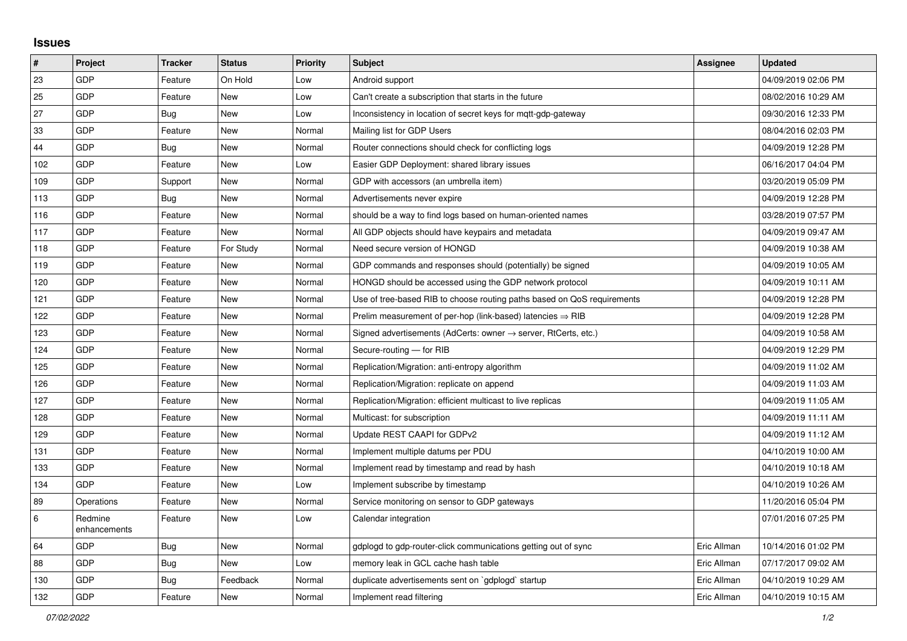## Issues

| # | Project | Tracker | Status | Priority | Subject | Assignee | Updated |
|---|---|---|---|---|---|---|---|
| 23 | GDP | Feature | On Hold | Low | Android support | | 04/09/2019 02:06 PM |
| 25 | GDP | Feature | New | Low | Can't create a subscription that starts in the future | | 08/02/2016 10:29 AM |
| 27 | GDP | Bug | New | Low | Inconsistency in location of secret keys for mqtt-gdp-gateway | | 09/30/2016 12:33 PM |
| 33 | GDP | Feature | New | Normal | Mailing list for GDP Users | | 08/04/2016 02:03 PM |
| 44 | GDP | Bug | New | Normal | Router connections should check for conflicting logs | | 04/09/2019 12:28 PM |
| 102 | GDP | Feature | New | Low | Easier GDP Deployment: shared library issues | | 06/16/2017 04:04 PM |
| 109 | GDP | Support | New | Normal | GDP with accessors (an umbrella item) | | 03/20/2019 05:09 PM |
| 113 | GDP | Bug | New | Normal | Advertisements never expire | | 04/09/2019 12:28 PM |
| 116 | GDP | Feature | New | Normal | should be a way to find logs based on human-oriented names | | 03/28/2019 07:57 PM |
| 117 | GDP | Feature | New | Normal | All GDP objects should have keypairs and metadata | | 04/09/2019 09:47 AM |
| 118 | GDP | Feature | For Study | Normal | Need secure version of HONGD | | 04/09/2019 10:38 AM |
| 119 | GDP | Feature | New | Normal | GDP commands and responses should (potentially) be signed | | 04/09/2019 10:05 AM |
| 120 | GDP | Feature | New | Normal | HONGD should be accessed using the GDP network protocol | | 04/09/2019 10:11 AM |
| 121 | GDP | Feature | New | Normal | Use of tree-based RIB to choose routing paths based on QoS requirements | | 04/09/2019 12:28 PM |
| 122 | GDP | Feature | New | Normal | Prelim measurement of per-hop (link-based) latencies ⇒ RIB | | 04/09/2019 12:28 PM |
| 123 | GDP | Feature | New | Normal | Signed advertisements (AdCerts: owner → server, RtCerts, etc.) | | 04/09/2019 10:58 AM |
| 124 | GDP | Feature | New | Normal | Secure-routing — for RIB | | 04/09/2019 12:29 PM |
| 125 | GDP | Feature | New | Normal | Replication/Migration: anti-entropy algorithm | | 04/09/2019 11:02 AM |
| 126 | GDP | Feature | New | Normal | Replication/Migration: replicate on append | | 04/09/2019 11:03 AM |
| 127 | GDP | Feature | New | Normal | Replication/Migration: efficient multicast to live replicas | | 04/09/2019 11:05 AM |
| 128 | GDP | Feature | New | Normal | Multicast: for subscription | | 04/09/2019 11:11 AM |
| 129 | GDP | Feature | New | Normal | Update REST CAAPI for GDPv2 | | 04/09/2019 11:12 AM |
| 131 | GDP | Feature | New | Normal | Implement multiple datums per PDU | | 04/10/2019 10:00 AM |
| 133 | GDP | Feature | New | Normal | Implement read by timestamp and read by hash | | 04/10/2019 10:18 AM |
| 134 | GDP | Feature | New | Low | Implement subscribe by timestamp | | 04/10/2019 10:26 AM |
| 89 | Operations | Feature | New | Normal | Service monitoring on sensor to GDP gateways | | 11/20/2016 05:04 PM |
| 6 | Redmine enhancements | Feature | New | Low | Calendar integration | | 07/01/2016 07:25 PM |
| 64 | GDP | Bug | New | Normal | gdplogd to gdp-router-click communications getting out of sync | Eric Allman | 10/14/2016 01:02 PM |
| 88 | GDP | Bug | New | Low | memory leak in GCL cache hash table | Eric Allman | 07/17/2017 09:02 AM |
| 130 | GDP | Bug | Feedback | Normal | duplicate advertisements sent on `gdplogd` startup | Eric Allman | 04/10/2019 10:29 AM |
| 132 | GDP | Feature | New | Normal | Implement read filtering | Eric Allman | 04/10/2019 10:15 AM |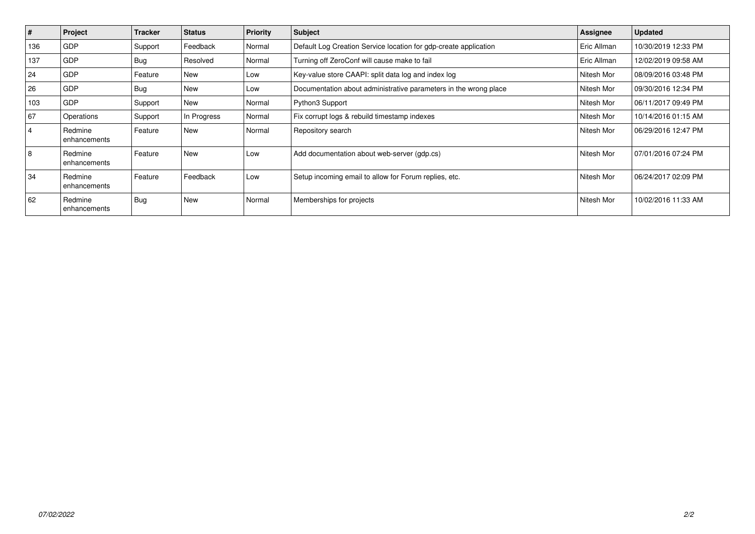| # | Project | Tracker | Status | Priority | Subject | Assignee | Updated |
|---|---|---|---|---|---|---|---|
| 136 | GDP | Support | Feedback | Normal | Default Log Creation Service location for gdp-create application | Eric Allman | 10/30/2019 12:33 PM |
| 137 | GDP | Bug | Resolved | Normal | Turning off ZeroConf will cause make to fail | Eric Allman | 12/02/2019 09:58 AM |
| 24 | GDP | Feature | New | Low | Key-value store CAAPI: split data log and index log | Nitesh Mor | 08/09/2016 03:48 PM |
| 26 | GDP | Bug | New | Low | Documentation about administrative parameters in the wrong place | Nitesh Mor | 09/30/2016 12:34 PM |
| 103 | GDP | Support | New | Normal | Python3 Support | Nitesh Mor | 06/11/2017 09:49 PM |
| 67 | Operations | Support | In Progress | Normal | Fix corrupt logs & rebuild timestamp indexes | Nitesh Mor | 10/14/2016 01:15 AM |
| 4 | Redmine enhancements | Feature | New | Normal | Repository search | Nitesh Mor | 06/29/2016 12:47 PM |
| 8 | Redmine enhancements | Feature | New | Low | Add documentation about web-server (gdp.cs) | Nitesh Mor | 07/01/2016 07:24 PM |
| 34 | Redmine enhancements | Feature | Feedback | Low | Setup incoming email to allow for Forum replies, etc. | Nitesh Mor | 06/24/2017 02:09 PM |
| 62 | Redmine enhancements | Bug | New | Normal | Memberships for projects | Nitesh Mor | 10/02/2016 11:33 AM |